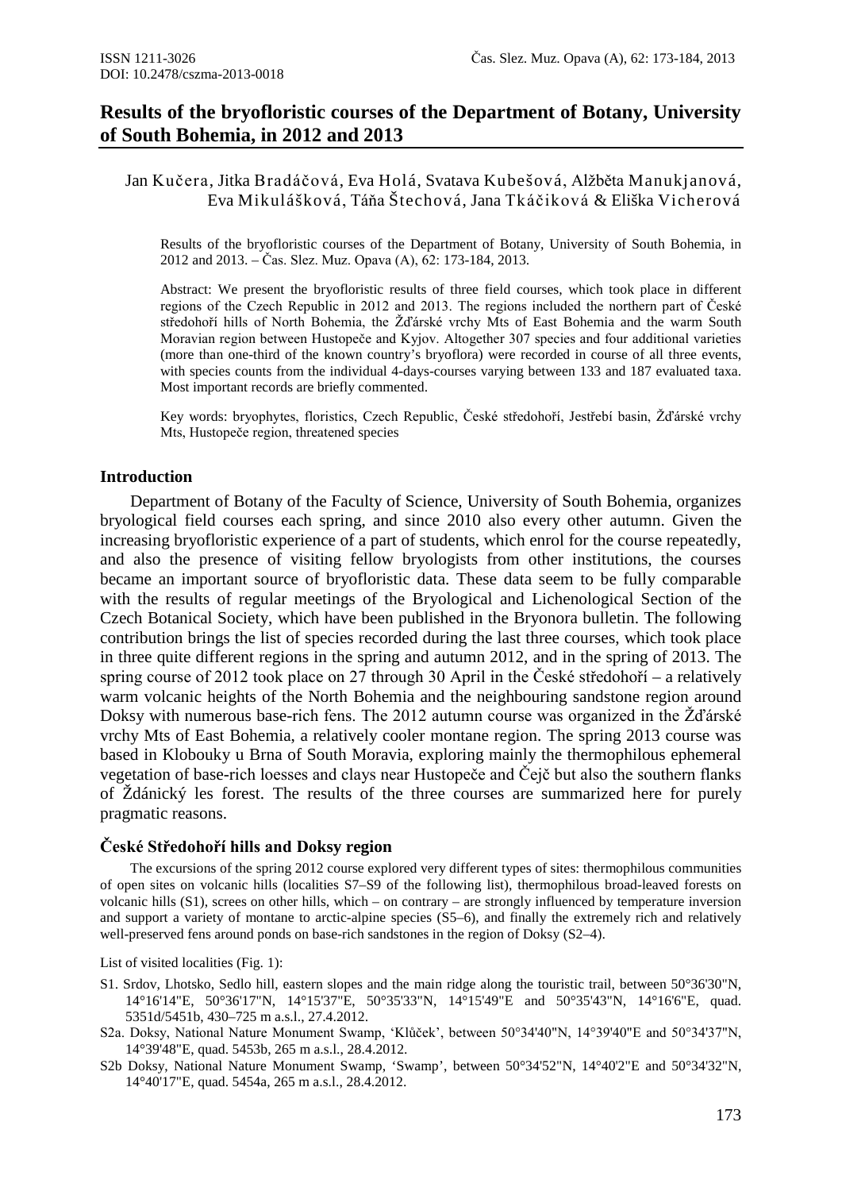ISSN 1211-3026
DOI: 10.2478/cszma-2013-0018

# Results of the bryofloristic courses of the Department of Botany, University of South Bohemia, in 2012 and 2013

Jan Kučera, Jitka Bradáčová, Eva Holá, Svatava Kubešová, Alžběta Manukjanová, Eva Mikulášková, Táňa Štechová, Jana Tkáčiková & Eliška Vicherová

Results of the bryofloristic courses of the Department of Botany, University of South Bohemia, in 2012 and 2013. – Čas. Slez. Muz. Opava (A), 62: 173-184, 2013.

Abstract: We present the bryofloristic results of three field courses, which took place in different regions of the Czech Republic in 2012 and 2013. The regions included the northern part of České středohoří hills of North Bohemia, the Žďárské vrchy Mts of East Bohemia and the warm South Moravian region between Hustopeče and Kyjov. Altogether 307 species and four additional varieties (more than one-third of the known country's bryoflora) were recorded in course of all three events, with species counts from the individual 4-days-courses varying between 133 and 187 evaluated taxa. Most important records are briefly commented.

Key words: bryophytes, floristics, Czech Republic, České středohoří, Jestřebí basin, Žďárské vrchy Mts, Hustopeče region, threatened species

## Introduction

Department of Botany of the Faculty of Science, University of South Bohemia, organizes bryological field courses each spring, and since 2010 also every other autumn. Given the increasing bryofloristic experience of a part of students, which enrol for the course repeatedly, and also the presence of visiting fellow bryologists from other institutions, the courses became an important source of bryofloristic data. These data seem to be fully comparable with the results of regular meetings of the Bryological and Lichenological Section of the Czech Botanical Society, which have been published in the Bryonora bulletin. The following contribution brings the list of species recorded during the last three courses, which took place in three quite different regions in the spring and autumn 2012, and in the spring of 2013. The spring course of 2012 took place on 27 through 30 April in the České středohoří – a relatively warm volcanic heights of the North Bohemia and the neighbouring sandstone region around Doksy with numerous base-rich fens. The 2012 autumn course was organized in the Žďárské vrchy Mts of East Bohemia, a relatively cooler montane region. The spring 2013 course was based in Klobouky u Brna of South Moravia, exploring mainly the thermophilous ephemeral vegetation of base-rich loesses and clays near Hustopeče and Čejč but also the southern flanks of Ždánický les forest. The results of the three courses are summarized here for purely pragmatic reasons.

## České Středohoří hills and Doksy region

The excursions of the spring 2012 course explored very different types of sites: thermophilous communities of open sites on volcanic hills (localities S7–S9 of the following list), thermophilous broad-leaved forests on volcanic hills (S1), screes on other hills, which – on contrary – are strongly influenced by temperature inversion and support a variety of montane to arctic-alpine species (S5–6), and finally the extremely rich and relatively well-preserved fens around ponds on base-rich sandstones in the region of Doksy (S2–4).

List of visited localities (Fig. 1):

- S1. Srdov, Lhotsko, Sedlo hill, eastern slopes and the main ridge along the touristic trail, between 50°36'30"N, 14°16'14"E, 50°36'17"N, 14°15'37"E, 50°35'33"N, 14°15'49"E and 50°35'43"N, 14°16'6"E, quad. 5351d/5451b, 430–725 m a.s.l., 27.4.2012.
- S2a. Doksy, National Nature Monument Swamp, 'Klůček', between 50°34'40"N, 14°39'40"E and 50°34'37"N, 14°39'48"E, quad. 5453b, 265 m a.s.l., 28.4.2012.
- S2b Doksy, National Nature Monument Swamp, 'Swamp', between 50°34'52"N, 14°40'2"E and 50°34'32"N, 14°40'17"E, quad. 5454a, 265 m a.s.l., 28.4.2012.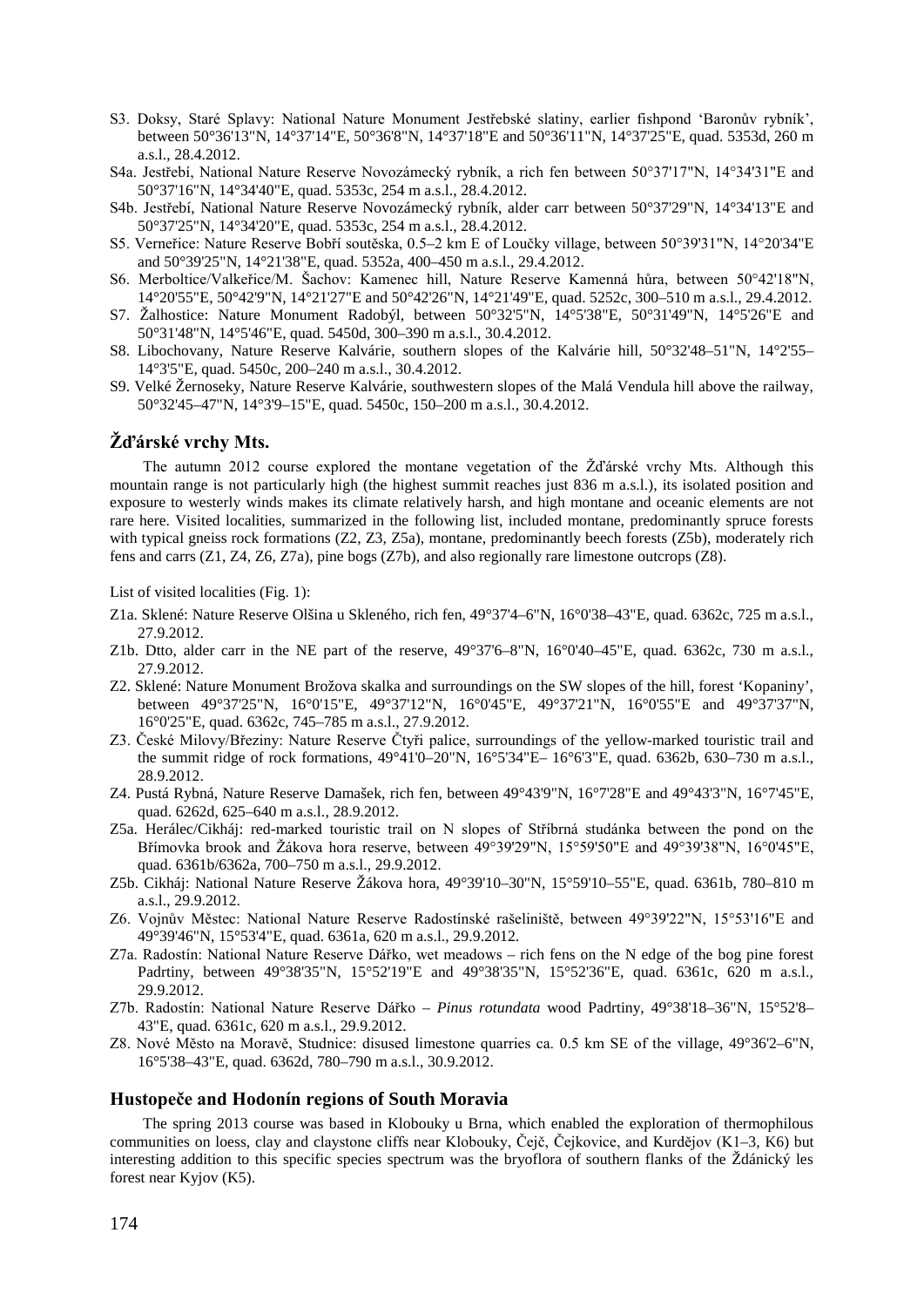S3. Doksy, Staré Splavy: National Nature Monument Jestřebské slatiny, earlier fishpond 'Baronův rybník', between 50°36'13"N, 14°37'14"E, 50°36'8"N, 14°37'18"E and 50°36'11"N, 14°37'25"E, quad. 5353d, 260 m a.s.l., 28.4.2012.

S4a. Jestřebí, National Nature Reserve Novozámecký rybník, a rich fen between 50°37'17"N, 14°34'31"E and 50°37'16"N, 14°34'40"E, quad. 5353c, 254 m a.s.l., 28.4.2012.

S4b. Jestřebí, National Nature Reserve Novozámecký rybník, alder carr between 50°37'29"N, 14°34'13"E and 50°37'25"N, 14°34'20"E, quad. 5353c, 254 m a.s.l., 28.4.2012.

S5. Verneřice: Nature Reserve Bobří soutěska, 0.5–2 km E of Loučky village, between 50°39'31"N, 14°20'34"E and 50°39'25"N, 14°21'38"E, quad. 5352a, 400–450 m a.s.l., 29.4.2012.

S6. Merboltice/Valkeřice/M. Šachov: Kamenec hill, Nature Reserve Kamenná hůra, between 50°42'18"N, 14°20'55"E, 50°42'9"N, 14°21'27"E and 50°42'26"N, 14°21'49"E, quad. 5252c, 300–510 m a.s.l., 29.4.2012.

S7. Žalhostice: Nature Monument Radobýl, between 50°32'5"N, 14°5'38"E, 50°31'49"N, 14°5'26"E and 50°31'48"N, 14°5'46"E, quad. 5450d, 300–390 m a.s.l., 30.4.2012.

S8. Libochovany, Nature Reserve Kalvárie, southern slopes of the Kalvárie hill, 50°32'48–51"N, 14°2'55–14°3'5"E, quad. 5450c, 200–240 m a.s.l., 30.4.2012.

S9. Velké Žernoseky, Nature Reserve Kalvárie, southwestern slopes of the Malá Vendula hill above the railway, 50°32'45–47"N, 14°3'9–15"E, quad. 5450c, 150–200 m a.s.l., 30.4.2012.

## Žďárské vrchy Mts.

The autumn 2012 course explored the montane vegetation of the Žďárské vrchy Mts. Although this mountain range is not particularly high (the highest summit reaches just 836 m a.s.l.), its isolated position and exposure to westerly winds makes its climate relatively harsh, and high montane and oceanic elements are not rare here. Visited localities, summarized in the following list, included montane, predominantly spruce forests with typical gneiss rock formations (Z2, Z3, Z5a), montane, predominantly beech forests (Z5b), moderately rich fens and carrs (Z1, Z4, Z6, Z7a), pine bogs (Z7b), and also regionally rare limestone outcrops (Z8).

List of visited localities (Fig. 1):

Z1a. Sklené: Nature Reserve Olšina u Skleného, rich fen, 49°37'4–6"N, 16°0'38–43"E, quad. 6362c, 725 m a.s.l., 27.9.2012.

Z1b. Dtto, alder carr in the NE part of the reserve, 49°37'6–8"N, 16°0'40–45"E, quad. 6362c, 730 m a.s.l., 27.9.2012.

Z2. Sklené: Nature Monument Brožova skalka and surroundings on the SW slopes of the hill, forest 'Kopaniny', between 49°37'25"N, 16°0'15"E, 49°37'12"N, 16°0'45"E, 49°37'21"N, 16°0'55"E and 49°37'37"N, 16°0'25"E, quad. 6362c, 745–785 m a.s.l., 27.9.2012.

Z3. České Milovy/Březiny: Nature Reserve Čtyři palice, surroundings of the yellow-marked touristic trail and the summit ridge of rock formations, 49°41'0–20"N, 16°5'34"E– 16°6'3"E, quad. 6362b, 630–730 m a.s.l., 28.9.2012.

Z4. Pustá Rybná, Nature Reserve Damašek, rich fen, between 49°43'9"N, 16°7'28"E and 49°43'3"N, 16°7'45"E, quad. 6262d, 625–640 m a.s.l., 28.9.2012.

Z5a. Herálec/Cikháj: red-marked touristic trail on N slopes of Stříbrná studánka between the pond on the Břímovka brook and Žákova hora reserve, between 49°39'29"N, 15°59'50"E and 49°39'38"N, 16°0'45"E, quad. 6361b/6362a, 700–750 m a.s.l., 29.9.2012.

Z5b. Cikháj: National Nature Reserve Žákova hora, 49°39'10–30"N, 15°59'10–55"E, quad. 6361b, 780–810 m a.s.l., 29.9.2012.

Z6. Vojnův Městec: National Nature Reserve Radostínské rašeliniště, between 49°39'22"N, 15°53'16"E and 49°39'46"N, 15°53'4"E, quad. 6361a, 620 m a.s.l., 29.9.2012.

Z7a. Radostín: National Nature Reserve Dářko, wet meadows – rich fens on the N edge of the bog pine forest Padrtiny, between 49°38'35"N, 15°52'19"E and 49°38'35"N, 15°52'36"E, quad. 6361c, 620 m a.s.l., 29.9.2012.

Z7b. Radostín: National Nature Reserve Dářko – *Pinus rotundata* wood Padrtiny, 49°38'18–36"N, 15°52'8–43"E, quad. 6361c, 620 m a.s.l., 29.9.2012.

Z8. Nové Město na Moravě, Studnice: disused limestone quarries ca. 0.5 km SE of the village, 49°36'2–6"N, 16°5'38–43"E, quad. 6362d, 780–790 m a.s.l., 30.9.2012.

## Hustopeče and Hodonín regions of South Moravia

The spring 2013 course was based in Klobouky u Brna, which enabled the exploration of thermophilous communities on loess, clay and claystone cliffs near Klobouky, Čejč, Čejkovice, and Kurdějov (K1–3, K6) but interesting addition to this specific species spectrum was the bryoflora of southern flanks of the Ždánický les forest near Kyjov (K5).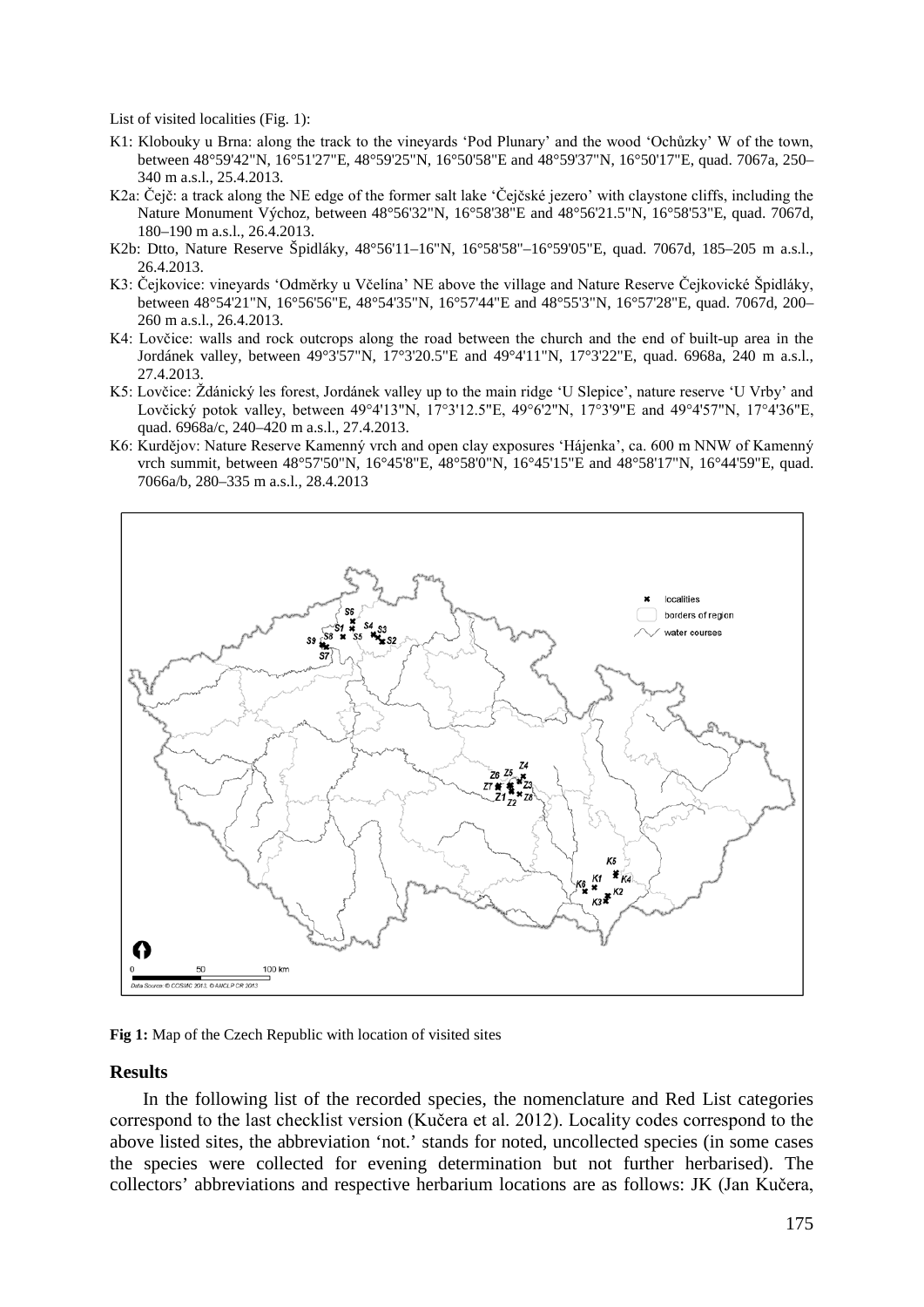List of visited localities (Fig. 1):

- K1: Klobouky u Brna: along the track to the vineyards 'Pod Plunary' and the wood 'Ochůzky' W of the town, between 48°59'42"N, 16°51'27"E, 48°59'25"N, 16°50'58"E and 48°59'37"N, 16°50'17"E, quad. 7067a, 250–340 m a.s.l., 25.4.2013.
- K2a: Čejč: a track along the NE edge of the former salt lake 'Čejčské jezero' with claystone cliffs, including the Nature Monument Výchoz, between 48°56'32"N, 16°58'38"E and 48°56'21.5"N, 16°58'53"E, quad. 7067d, 180–190 m a.s.l., 26.4.2013.
- K2b: Dtto, Nature Reserve Špidláky, 48°56'11–16"N, 16°58'58"–16°59'05"E, quad. 7067d, 185–205 m a.s.l., 26.4.2013.
- K3: Čejkovice: vineyards 'Odměrky u Včelína' NE above the village and Nature Reserve Čejkovické Špidláky, between 48°54'21"N, 16°56'56"E, 48°54'35"N, 16°57'44"E and 48°55'3"N, 16°57'28"E, quad. 7067d, 200–260 m a.s.l., 26.4.2013.
- K4: Lovčice: walls and rock outcrops along the road between the church and the end of built-up area in the Jordánek valley, between 49°3'57"N, 17°3'20.5"E and 49°4'11"N, 17°3'22"E, quad. 6968a, 240 m a.s.l., 27.4.2013.
- K5: Lovčice: Ždánický les forest, Jordánek valley up to the main ridge 'U Slepice', nature reserve 'U Vrby' and Lovčický potok valley, between 49°4'13"N, 17°3'12.5"E, 49°6'2"N, 17°3'9"E and 49°4'57"N, 17°4'36"E, quad. 6968a/c, 240–420 m a.s.l., 27.4.2013.
- K6: Kurdějov: Nature Reserve Kamenný vrch and open clay exposures 'Hájenka', ca. 600 m NNW of Kamenný vrch summit, between 48°57'50"N, 16°45'8"E, 48°58'0"N, 16°45'15"E and 48°58'17"N, 16°44'59"E, quad. 7066a/b, 280–335 m a.s.l., 28.4.2013

**Fig 1:** Map of the Czech Republic with location of visited sites

## Results

In the following list of the recorded species, the nomenclature and Red List categories correspond to the last checklist version (Kučera et al. 2012). Locality codes correspond to the above listed sites, the abbreviation 'not.' stands for noted, uncollected species (in some cases the species were collected for evening determination but not further herbarised). The collectors' abbreviations and respective herbarium locations are as follows: JK (Jan Kučera,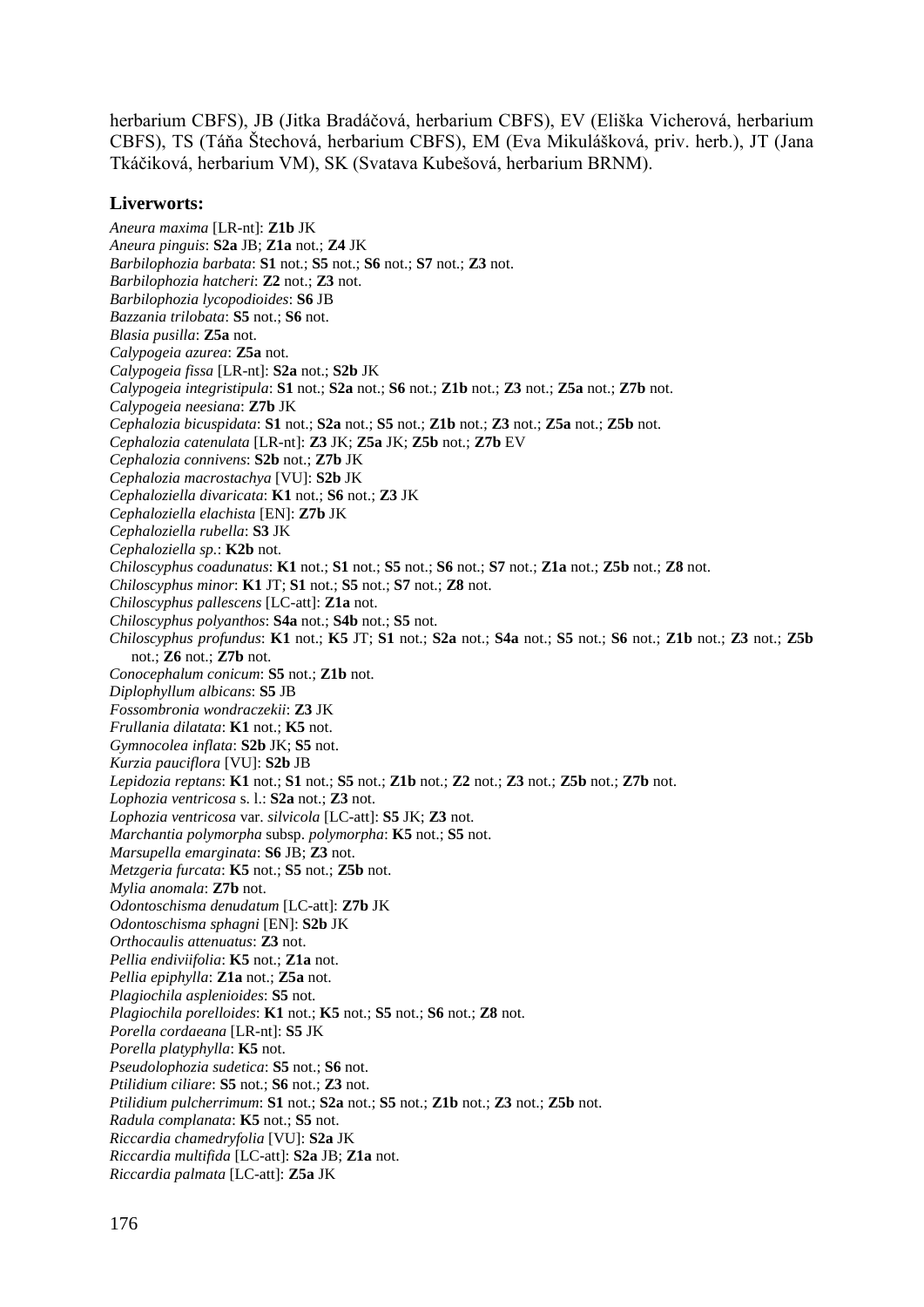herbarium CBFS), JB (Jitka Bradáčová, herbarium CBFS), EV (Eliška Vicherová, herbarium CBFS), TS (Táňa Štechová, herbarium CBFS), EM (Eva Mikulášková, priv. herb.), JT (Jana Tkáčiková, herbarium VM), SK (Svatava Kubešová, herbarium BRNM).

### Liverworts:

*Aneura maxima* [LR-nt]: **Z1b** JK
*Aneura pinguis*: **S2a** JB; **Z1a** not.; **Z4** JK
*Barbilophozia barbata*: **S1** not.; **S5** not.; **S6** not.; **S7** not.; **Z3** not.
*Barbilophozia hatcheri*: **Z2** not.; **Z3** not.
*Barbilophozia lycopodioides*: **S6** JB
*Bazzania trilobata*: **S5** not.; **S6** not.
*Blasia pusilla*: **Z5a** not.
*Calypogeia azurea*: **Z5a** not.
*Calypogeia fissa* [LR-nt]: **S2a** not.; **S2b** JK
*Calypogeia integristipula*: **S1** not.; **S2a** not.; **S6** not.; **Z1b** not.; **Z3** not.; **Z5a** not.; **Z7b** not.
*Calypogeia neesiana*: **Z7b** JK
*Cephalozia bicuspidata*: **S1** not.; **S2a** not.; **S5** not.; **Z1b** not.; **Z3** not.; **Z5a** not.; **Z5b** not.
*Cephalozia catenulata* [LR-nt]: **Z3** JK; **Z5a** JK; **Z5b** not.; **Z7b** EV
*Cephalozia connivens*: **S2b** not.; **Z7b** JK
*Cephalozia macrostachya* [VU]: **S2b** JK
*Cephaloziella divaricata*: **K1** not.; **S6** not.; **Z3** JK
*Cephaloziella elachista* [EN]: **Z7b** JK
*Cephaloziella rubella*: **S3** JK
*Cephaloziella sp.*: **K2b** not.
*Chiloscyphus coadunatus*: **K1** not.; **S1** not.; **S5** not.; **S6** not.; **S7** not.; **Z1a** not.; **Z5b** not.; **Z8** not.
*Chiloscyphus minor*: **K1** JT; **S1** not.; **S5** not.; **S7** not.; **Z8** not.
*Chiloscyphus pallescens* [LC-att]: **Z1a** not.
*Chiloscyphus polyanthos*: **S4a** not.; **S4b** not.; **S5** not.
*Chiloscyphus profundus*: **K1** not.; **K5** JT; **S1** not.; **S2a** not.; **S4a** not.; **S5** not.; **S6** not.; **Z1b** not.; **Z3** not.; **Z5b** not.; **Z6** not.; **Z7b** not.
*Conocephalum conicum*: **S5** not.; **Z1b** not.
*Diplophyllum albicans*: **S5** JB
*Fossombronia wondraczekii*: **Z3** JK
*Frullania dilatata*: **K1** not.; **K5** not.
*Gymnocolea inflata*: **S2b** JK; **S5** not.
*Kurzia pauciflora* [VU]: **S2b** JB
*Lepidozia reptans*: **K1** not.; **S1** not.; **S5** not.; **Z1b** not.; **Z2** not.; **Z3** not.; **Z5b** not.; **Z7b** not.
*Lophozia ventricosa* s. l.: **S2a** not.; **Z3** not.
*Lophozia ventricosa* var. *silvicola* [LC-att]: **S5** JK; **Z3** not.
*Marchantia polymorpha* subsp. *polymorpha*: **K5** not.; **S5** not.
*Marsupella emarginata*: **S6** JB; **Z3** not.
*Metzgeria furcata*: **K5** not.; **S5** not.; **Z5b** not.
*Mylia anomala*: **Z7b** not.
*Odontoschisma denudatum* [LC-att]: **Z7b** JK
*Odontoschisma sphagni* [EN]: **S2b** JK
*Orthocaulis attenuatus*: **Z3** not.
*Pellia endiviifolia*: **K5** not.; **Z1a** not.
*Pellia epiphylla*: **Z1a** not.; **Z5a** not.
*Plagiochila asplenioides*: **S5** not.
*Plagiochila porelloides*: **K1** not.; **K5** not.; **S5** not.; **S6** not.; **Z8** not.
*Porella cordaeana* [LR-nt]: **S5** JK
*Porella platyphylla*: **K5** not.
*Pseudolophozia sudetica*: **S5** not.; **S6** not.
*Ptilidium ciliare*: **S5** not.; **S6** not.; **Z3** not.
*Ptilidium pulcherrimum*: **S1** not.; **S2a** not.; **S5** not.; **Z1b** not.; **Z3** not.; **Z5b** not.
*Radula complanata*: **K5** not.; **S5** not.
*Riccardia chamedryfolia* [VU]: **S2a** JK
*Riccardia multifida* [LC-att]: **S2a** JB; **Z1a** not.
*Riccardia palmata* [LC-att]: **Z5a** JK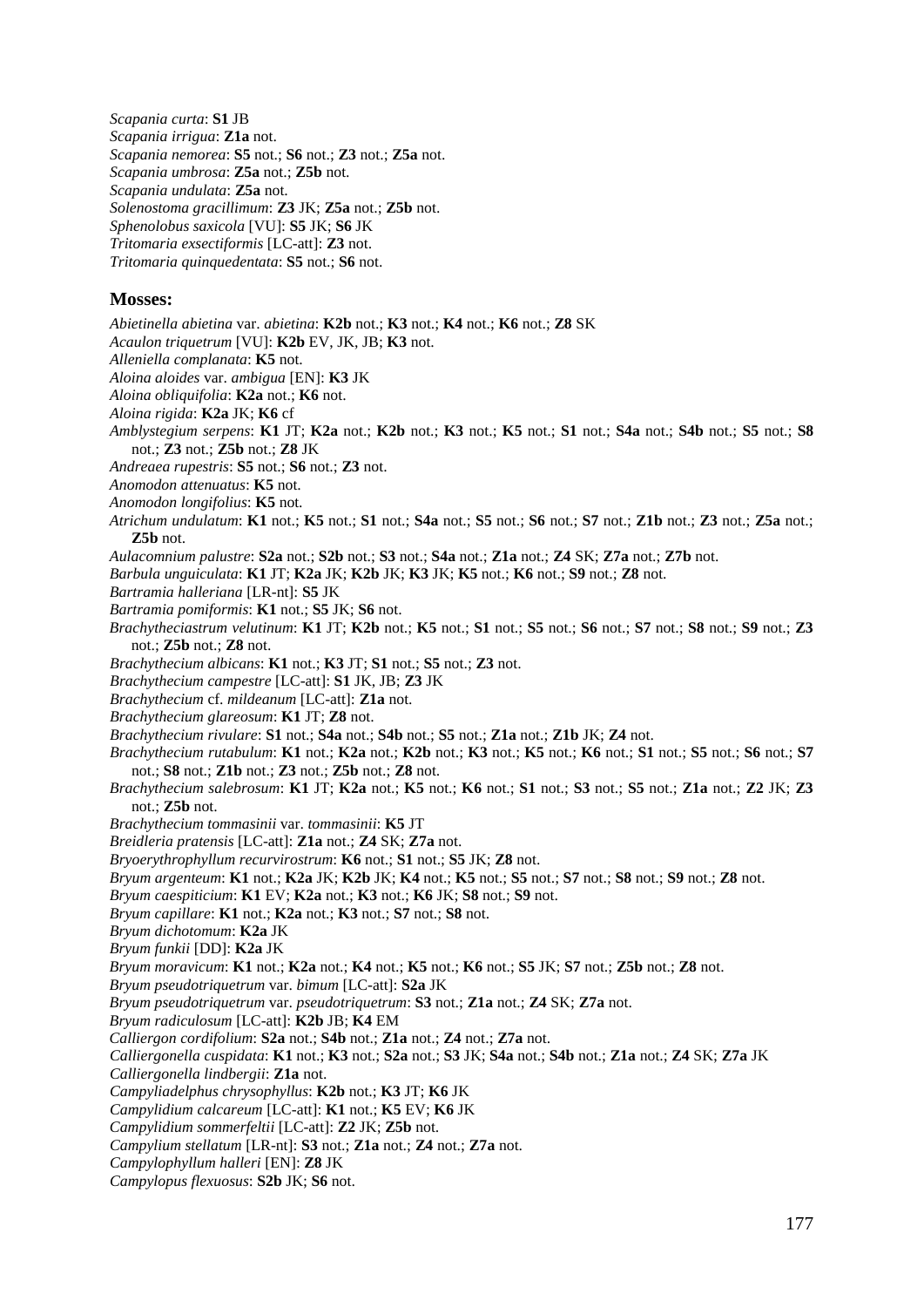*Scapania curta*: **S1** JB
*Scapania irrigua*: **Z1a** not.
*Scapania nemorea*: **S5** not.; **S6** not.; **Z3** not.; **Z5a** not.
*Scapania umbrosa*: **Z5a** not.; **Z5b** not.
*Scapania undulata*: **Z5a** not.
*Solenostoma gracillimum*: **Z3** JK; **Z5a** not.; **Z5b** not.
*Sphenolobus saxicola* [VU]: **S5** JK; **S6** JK
*Tritomaria exsectiformis* [LC-att]: **Z3** not.
*Tritomaria quinquedentata*: **S5** not.; **S6** not.

### Mosses:

*Abietinella abietina* var. *abietina*: **K2b** not.; **K3** not.; **K4** not.; **K6** not.; **Z8** SK
*Acaulon triquetrum* [VU]: **K2b** EV, JK, JB; **K3** not.
*Alleniella complanata*: **K5** not.
*Aloina aloides* var. *ambigua* [EN]: **K3** JK
*Aloina obliquifolia*: **K2a** not.; **K6** not.
*Aloina rigida*: **K2a** JK; **K6** cf
*Amblystegium serpens*: **K1** JT; **K2a** not.; **K2b** not.; **K3** not.; **K5** not.; **S1** not.; **S4a** not.; **S4b** not.; **S5** not.; **S8** not.; **Z3** not.; **Z5b** not.; **Z8** JK
*Andreaea rupestris*: **S5** not.; **S6** not.; **Z3** not.
*Anomodon attenuatus*: **K5** not.
*Anomodon longifolius*: **K5** not.
*Atrichum undulatum*: **K1** not.; **K5** not.; **S1** not.; **S4a** not.; **S5** not.; **S6** not.; **S7** not.; **Z1b** not.; **Z3** not.; **Z5a** not.; **Z5b** not.
*Aulacomnium palustre*: **S2a** not.; **S2b** not.; **S3** not.; **S4a** not.; **Z1a** not.; **Z4** SK; **Z7a** not.; **Z7b** not.
*Barbula unguiculata*: **K1** JT; **K2a** JK; **K2b** JK; **K3** JK; **K5** not.; **K6** not.; **S9** not.; **Z8** not.
*Bartramia halleriana* [LR-nt]: **S5** JK
*Bartramia pomiformis*: **K1** not.; **S5** JK; **S6** not.
*Brachytheciastrum velutinum*: **K1** JT; **K2b** not.; **K5** not.; **S1** not.; **S5** not.; **S6** not.; **S7** not.; **S8** not.; **S9** not.; **Z3** not.; **Z5b** not.; **Z8** not.
*Brachythecium albicans*: **K1** not.; **K3** JT; **S1** not.; **S5** not.; **Z3** not.
*Brachythecium campestre* [LC-att]: **S1** JK, JB; **Z3** JK
*Brachythecium* cf. *mildeanum* [LC-att]: **Z1a** not.
*Brachythecium glareosum*: **K1** JT; **Z8** not.
*Brachythecium rivulare*: **S1** not.; **S4a** not.; **S4b** not.; **S5** not.; **Z1a** not.; **Z1b** JK; **Z4** not.
*Brachythecium rutabulum*: **K1** not.; **K2a** not.; **K2b** not.; **K3** not.; **K5** not.; **K6** not.; **S1** not.; **S5** not.; **S6** not.; **S7** not.; **S8** not.; **Z1b** not.; **Z3** not.; **Z5b** not.; **Z8** not.
*Brachythecium salebrosum*: **K1** JT; **K2a** not.; **K5** not.; **K6** not.; **S1** not.; **S3** not.; **S5** not.; **Z1a** not.; **Z2** JK; **Z3** not.; **Z5b** not.
*Brachythecium tommasinii* var. *tommasinii*: **K5** JT
*Breidleria pratensis* [LC-att]: **Z1a** not.; **Z4** SK; **Z7a** not.
*Bryoerythrophyllum recurvirostrum*: **K6** not.; **S1** not.; **S5** JK; **Z8** not.
*Bryum argenteum*: **K1** not.; **K2a** JK; **K2b** JK; **K4** not.; **K5** not.; **S5** not.; **S7** not.; **S8** not.; **S9** not.; **Z8** not.
*Bryum caespiticium*: **K1** EV; **K2a** not.; **K3** not.; **K6** JK; **S8** not.; **S9** not.
*Bryum capillare*: **K1** not.; **K2a** not.; **K3** not.; **S7** not.; **S8** not.
*Bryum dichotomum*: **K2a** JK
*Bryum funkii* [DD]: **K2a** JK
*Bryum moravicum*: **K1** not.; **K2a** not.; **K4** not.; **K5** not.; **K6** not.; **S5** JK; **S7** not.; **Z5b** not.; **Z8** not.
*Bryum pseudotriquetrum* var. *bimum* [LC-att]: **S2a** JK
*Bryum pseudotriquetrum* var. *pseudotriquetrum*: **S3** not.; **Z1a** not.; **Z4** SK; **Z7a** not.
*Bryum radiculosum* [LC-att]: **K2b** JB; **K4** EM
*Calliergon cordifolium*: **S2a** not.; **S4b** not.; **Z1a** not.; **Z4** not.; **Z7a** not.
*Calliergonella cuspidata*: **K1** not.; **K3** not.; **S2a** not.; **S3** JK; **S4a** not.; **S4b** not.; **Z1a** not.; **Z4** SK; **Z7a** JK
*Calliergonella lindbergii*: **Z1a** not.
*Campyliadelphus chrysophyllus*: **K2b** not.; **K3** JT; **K6** JK
*Campylidium calcareum* [LC-att]: **K1** not.; **K5** EV; **K6** JK
*Campylidium sommerfeltii* [LC-att]: **Z2** JK; **Z5b** not.
*Campylium stellatum* [LR-nt]: **S3** not.; **Z1a** not.; **Z4** not.; **Z7a** not.
*Campylophyllum halleri* [EN]: **Z8** JK
*Campylopus flexuosus*: **S2b** JK; **S6** not.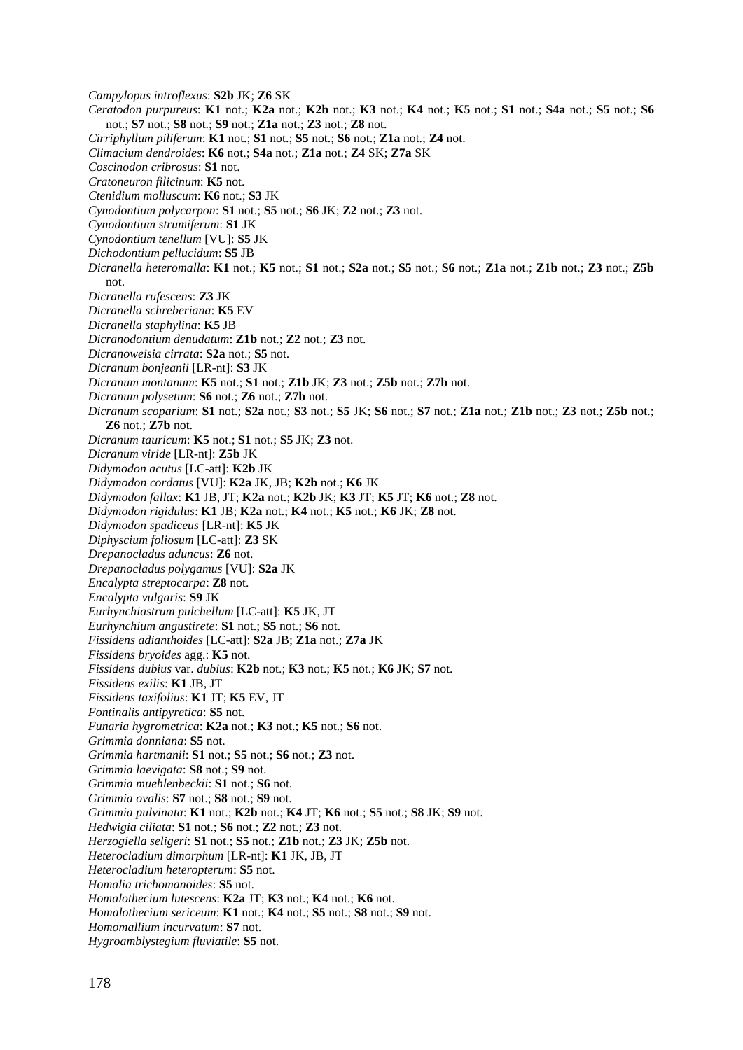*Campylopus introflexus*: **S2b** JK; **Z6** SK

*Ceratodon purpureus*: **K1** not.; **K2a** not.; **K2b** not.; **K3** not.; **K4** not.; **K5** not.; **S1** not.; **S4a** not.; **S5** not.; **S6** not.; **S7** not.; **S8** not.; **S9** not.; **Z1a** not.; **Z3** not.; **Z8** not.

*Cirriphyllum piliferum*: **K1** not.; **S1** not.; **S5** not.; **S6** not.; **Z1a** not.; **Z4** not.

*Climacium dendroides*: **K6** not.; **S4a** not.; **Z1a** not.; **Z4** SK; **Z7a** SK

*Coscinodon cribrosus*: **S1** not.

*Cratoneuron filicinum*: **K5** not.

*Ctenidium molluscum*: **K6** not.; **S3** JK

*Cynodontium polycarpon*: **S1** not.; **S5** not.; **S6** JK; **Z2** not.; **Z3** not.

*Cynodontium strumiferum*: **S1** JK

*Cynodontium tenellum* [VU]: **S5** JK

*Dichodontium pellucidum*: **S5** JB

*Dicranella heteromalla*: **K1** not.; **K5** not.; **S1** not.; **S2a** not.; **S5** not.; **S6** not.; **Z1a** not.; **Z1b** not.; **Z3** not.; **Z5b** not.

*Dicranella rufescens*: **Z3** JK

*Dicranella schreberiana*: **K5** EV

*Dicranella staphylina*: **K5** JB

*Dicranodontium denudatum*: **Z1b** not.; **Z2** not.; **Z3** not.

*Dicranoweisia cirrata*: **S2a** not.; **S5** not.

*Dicranum bonjeanii* [LR-nt]: **S3** JK

*Dicranum montanum*: **K5** not.; **S1** not.; **Z1b** JK; **Z3** not.; **Z5b** not.; **Z7b** not.

*Dicranum polysetum*: **S6** not.; **Z6** not.; **Z7b** not.

*Dicranum scoparium*: **S1** not.; **S2a** not.; **S3** not.; **S5** JK; **S6** not.; **S7** not.; **Z1a** not.; **Z1b** not.; **Z3** not.; **Z5b** not.; **Z6** not.; **Z7b** not.

*Dicranum tauricum*: **K5** not.; **S1** not.; **S5** JK; **Z3** not.

*Dicranum viride* [LR-nt]: **Z5b** JK

*Didymodon acutus* [LC-att]: **K2b** JK

*Didymodon cordatus* [VU]: **K2a** JK, JB; **K2b** not.; **K6** JK

*Didymodon fallax*: **K1** JB, JT; **K2a** not.; **K2b** JK; **K3** JT; **K5** JT; **K6** not.; **Z8** not.

*Didymodon rigidulus*: **K1** JB; **K2a** not.; **K4** not.; **K5** not.; **K6** JK; **Z8** not.

*Didymodon spadiceus* [LR-nt]: **K5** JK

*Diphyscium foliosum* [LC-att]: **Z3** SK

*Drepanocladus aduncus*: **Z6** not.

*Drepanocladus polygamus* [VU]: **S2a** JK

*Encalypta streptocarpa*: **Z8** not.

*Encalypta vulgaris*: **S9** JK

*Eurhynchiastrum pulchellum* [LC-att]: **K5** JK, JT

*Eurhynchium angustirete*: **S1** not.; **S5** not.; **S6** not.

*Fissidens adianthoides* [LC-att]: **S2a** JB; **Z1a** not.; **Z7a** JK

*Fissidens bryoides* agg.: **K5** not.

*Fissidens dubius* var. *dubius*: **K2b** not.; **K3** not.; **K5** not.; **K6** JK; **S7** not.

*Fissidens exilis*: **K1** JB, JT

*Fissidens taxifolius*: **K1** JT; **K5** EV, JT

*Fontinalis antipyretica*: **S5** not.

*Funaria hygrometrica*: **K2a** not.; **K3** not.; **K5** not.; **S6** not.

*Grimmia donniana*: **S5** not.

*Grimmia hartmanii*: **S1** not.; **S5** not.; **S6** not.; **Z3** not.

*Grimmia laevigata*: **S8** not.; **S9** not.

*Grimmia muehlenbeckii*: **S1** not.; **S6** not.

*Grimmia ovalis*: **S7** not.; **S8** not.; **S9** not.

*Grimmia pulvinata*: **K1** not.; **K2b** not.; **K4** JT; **K6** not.; **S5** not.; **S8** JK; **S9** not.

*Hedwigia ciliata*: **S1** not.; **S6** not.; **Z2** not.; **Z3** not.

*Herzogiella seligeri*: **S1** not.; **S5** not.; **Z1b** not.; **Z3** JK; **Z5b** not.

*Heterocladium dimorphum* [LR-nt]: **K1** JK, JB, JT

*Heterocladium heteropterum*: **S5** not.

*Homalia trichomanoides*: **S5** not.

*Homalothecium lutescens*: **K2a** JT; **K3** not.; **K4** not.; **K6** not.

*Homalothecium sericeum*: **K1** not.; **K4** not.; **S5** not.; **S8** not.; **S9** not.

*Homomallium incurvatum*: **S7** not.

*Hygroamblystegium fluviatile*: **S5** not.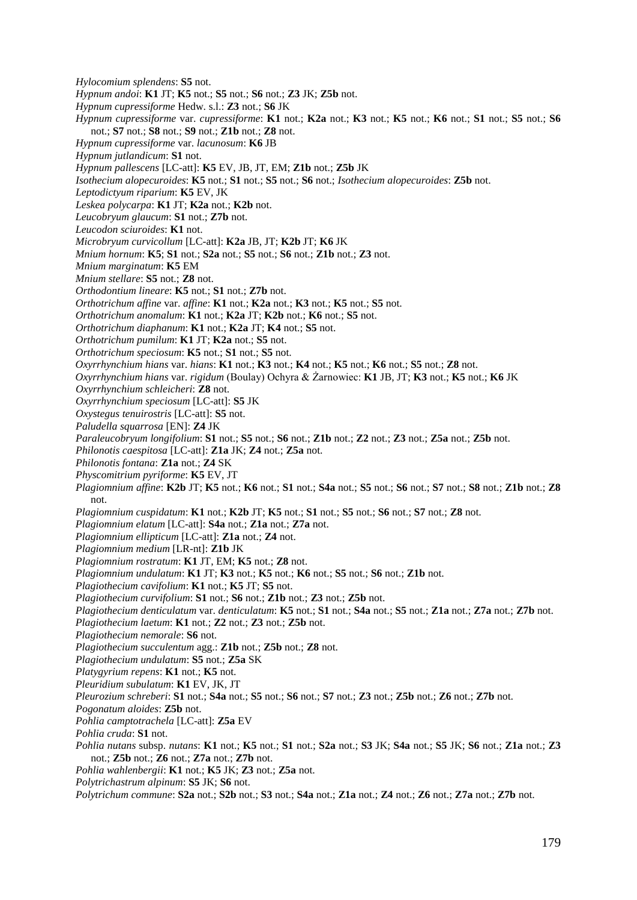*Hylocomium splendens*: **S5** not.
*Hypnum andoi*: **K1** JT; **K5** not.; **S5** not.; **S6** not.; **Z3** JK; **Z5b** not.
*Hypnum cupressiforme* Hedw. s.l.: **Z3** not.; **S6** JK
*Hypnum cupressiforme* var. *cupressiforme*: **K1** not.; **K2a** not.; **K3** not.; **K5** not.; **K6** not.; **S1** not.; **S5** not.; **S6** not.; **S7** not.; **S8** not.; **S9** not.; **Z1b** not.; **Z8** not.
*Hypnum cupressiforme* var. *lacunosum*: **K6** JB
*Hypnum jutlandicum*: **S1** not.
*Hypnum pallescens* [LC-att]: **K5** EV, JB, JT, EM; **Z1b** not.; **Z5b** JK
*Isothecium alopecuroides*: **K5** not.; **S1** not.; **S5** not.; **S6** not.; *Isothecium alopecuroides*: **Z5b** not.
*Leptodictyum riparium*: **K5** EV, JK
*Leskea polycarpa*: **K1** JT; **K2a** not.; **K2b** not.
*Leucobryum glaucum*: **S1** not.; **Z7b** not.
*Leucodon sciuroides*: **K1** not.
*Microbryum curvicollum* [LC-att]: **K2a** JB, JT; **K2b** JT; **K6** JK
*Mnium hornum*: **K5**; **S1** not.; **S2a** not.; **S5** not.; **S6** not.; **Z1b** not.; **Z3** not.
*Mnium marginatum*: **K5** EM
*Mnium stellare*: **S5** not.; **Z8** not.
*Orthodontium lineare*: **K5** not.; **S1** not.; **Z7b** not.
*Orthotrichum affine* var. *affine*: **K1** not.; **K2a** not.; **K3** not.; **K5** not.; **S5** not.
*Orthotrichum anomalum*: **K1** not.; **K2a** JT; **K2b** not.; **K6** not.; **S5** not.
*Orthotrichum diaphanum*: **K1** not.; **K2a** JT; **K4** not.; **S5** not.
*Orthotrichum pumilum*: **K1** JT; **K2a** not.; **S5** not.
*Orthotrichum speciosum*: **K5** not.; **S1** not.; **S5** not.
*Oxyrrhynchium hians* var. *hians*: **K1** not.; **K3** not.; **K4** not.; **K5** not.; **K6** not.; **S5** not.; **Z8** not.
*Oxyrrhynchium hians* var. *rigidum* (Boulay) Ochyra & Żarnowiec: **K1** JB, JT; **K3** not.; **K5** not.; **K6** JK
*Oxyrrhynchium schleicheri*: **Z8** not.
*Oxyrrhynchium speciosum* [LC-att]: **S5** JK
*Oxystegus tenuirostris* [LC-att]: **S5** not.
*Paludella squarrosa* [EN]: **Z4** JK
*Paraleucobryum longifolium*: **S1** not.; **S5** not.; **S6** not.; **Z1b** not.; **Z2** not.; **Z3** not.; **Z5a** not.; **Z5b** not.
*Philonotis caespitosa* [LC-att]: **Z1a** JK; **Z4** not.; **Z5a** not.
*Philonotis fontana*: **Z1a** not.; **Z4** SK
*Physcomitrium pyriforme*: **K5** EV, JT
*Plagiomnium affine*: **K2b** JT; **K5** not.; **K6** not.; **S1** not.; **S4a** not.; **S5** not.; **S6** not.; **S7** not.; **S8** not.; **Z1b** not.; **Z8** not.
*Plagiomnium cuspidatum*: **K1** not.; **K2b** JT; **K5** not.; **S1** not.; **S5** not.; **S6** not.; **S7** not.; **Z8** not.
*Plagiomnium elatum* [LC-att]: **S4a** not.; **Z1a** not.; **Z7a** not.
*Plagiomnium ellipticum* [LC-att]: **Z1a** not.; **Z4** not.
*Plagiomnium medium* [LR-nt]: **Z1b** JK
*Plagiomnium rostratum*: **K1** JT, EM; **K5** not.; **Z8** not.
*Plagiomnium undulatum*: **K1** JT; **K3** not.; **K5** not.; **K6** not.; **S5** not.; **S6** not.; **Z1b** not.
*Plagiothecium cavifolium*: **K1** not.; **K5** JT; **S5** not.
*Plagiothecium curvifolium*: **S1** not.; **S6** not.; **Z1b** not.; **Z3** not.; **Z5b** not.
*Plagiothecium denticulatum* var. *denticulatum*: **K5** not.; **S1** not.; **S4a** not.; **S5** not.; **Z1a** not.; **Z7a** not.; **Z7b** not.
*Plagiothecium laetum*: **K1** not.; **Z2** not.; **Z3** not.; **Z5b** not.
*Plagiothecium nemorale*: **S6** not.
*Plagiothecium succulentum* agg.: **Z1b** not.; **Z5b** not.; **Z8** not.
*Plagiothecium undulatum*: **S5** not.; **Z5a** SK
*Platygyrium repens*: **K1** not.; **K5** not.
*Pleuridium subulatum*: **K1** EV, JK, JT
*Pleurozium schreberi*: **S1** not.; **S4a** not.; **S5** not.; **S6** not.; **S7** not.; **Z3** not.; **Z5b** not.; **Z6** not.; **Z7b** not.
*Pogonatum aloides*: **Z5b** not.
*Pohlia camptotrachela* [LC-att]: **Z5a** EV
*Pohlia cruda*: **S1** not.
*Pohlia nutans* subsp. *nutans*: **K1** not.; **K5** not.; **S1** not.; **S2a** not.; **S3** JK; **S4a** not.; **S5** JK; **S6** not.; **Z1a** not.; **Z3** not.; **Z5b** not.; **Z6** not.; **Z7a** not.; **Z7b** not.
*Pohlia wahlenbergii*: **K1** not.; **K5** JK; **Z3** not.; **Z5a** not.
*Polytrichastrum alpinum*: **S5** JK; **S6** not.
*Polytrichum commune*: **S2a** not.; **S2b** not.; **S3** not.; **S4a** not.; **Z1a** not.; **Z4** not.; **Z6** not.; **Z7a** not.; **Z7b** not.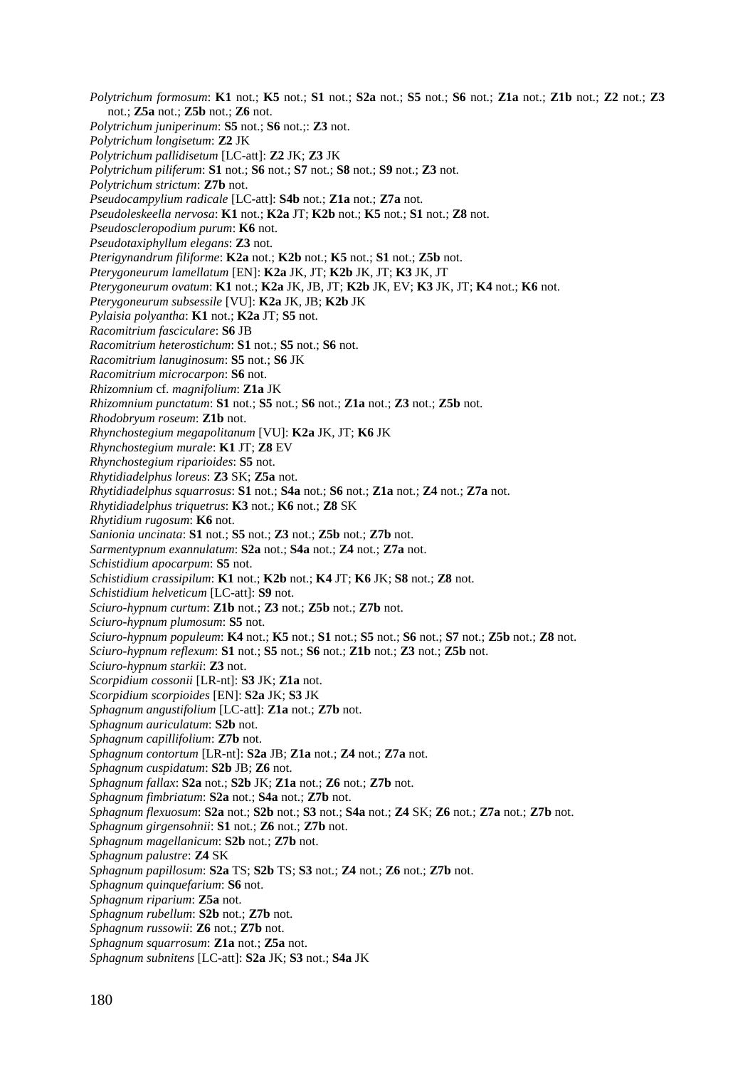*Polytrichum formosum*: **K1** not.; **K5** not.; **S1** not.; **S2a** not.; **S5** not.; **S6** not.; **Z1a** not.; **Z1b** not.; **Z2** not.; **Z3** not.; **Z5a** not.; **Z5b** not.; **Z6** not.

*Polytrichum juniperinum*: **S5** not.; **S6** not.;: **Z3** not.

*Polytrichum longisetum*: **Z2** JK

*Polytrichum pallidisetum* [LC-att]: **Z2** JK; **Z3** JK

*Polytrichum piliferum*: **S1** not.; **S6** not.; **S7** not.; **S8** not.; **S9** not.; **Z3** not.

*Polytrichum strictum*: **Z7b** not.

*Pseudocampylium radicale* [LC-att]: **S4b** not.; **Z1a** not.; **Z7a** not.

*Pseudoleskeella nervosa*: **K1** not.; **K2a** JT; **K2b** not.; **K5** not.; **S1** not.; **Z8** not.

*Pseudoscleropodium purum*: **K6** not.

*Pseudotaxiphyllum elegans*: **Z3** not.

*Pterigynandrum filiforme*: **K2a** not.; **K2b** not.; **K5** not.; **S1** not.; **Z5b** not.

*Pterygoneurum lamellatum* [EN]: **K2a** JK, JT; **K2b** JK, JT; **K3** JK, JT

*Pterygoneurum ovatum*: **K1** not.; **K2a** JK, JB, JT; **K2b** JK, EV; **K3** JK, JT; **K4** not.; **K6** not.

*Pterygoneurum subsessile* [VU]: **K2a** JK, JB; **K2b** JK

*Pylaisia polyantha*: **K1** not.; **K2a** JT; **S5** not.

*Racomitrium fasciculare*: **S6** JB

*Racomitrium heterostichum*: **S1** not.; **S5** not.; **S6** not.

*Racomitrium lanuginosum*: **S5** not.; **S6** JK

*Racomitrium microcarpon*: **S6** not.

*Rhizomnium* cf. *magnifolium*: **Z1a** JK

*Rhizomnium punctatum*: **S1** not.; **S5** not.; **S6** not.; **Z1a** not.; **Z3** not.; **Z5b** not.

*Rhodobryum roseum*: **Z1b** not.

*Rhynchostegium megapolitanum* [VU]: **K2a** JK, JT; **K6** JK

*Rhynchostegium murale*: **K1** JT; **Z8** EV

*Rhynchostegium riparioides*: **S5** not.

*Rhytidiadelphus loreus*: **Z3** SK; **Z5a** not.

*Rhytidiadelphus squarrosus*: **S1** not.; **S4a** not.; **S6** not.; **Z1a** not.; **Z4** not.; **Z7a** not.

*Rhytidiadelphus triquetrus*: **K3** not.; **K6** not.; **Z8** SK

*Rhytidium rugosum*: **K6** not.

*Sanionia uncinata*: **S1** not.; **S5** not.; **Z3** not.; **Z5b** not.; **Z7b** not.

*Sarmentypnum exannulatum*: **S2a** not.; **S4a** not.; **Z4** not.; **Z7a** not.

*Schistidium apocarpum*: **S5** not.

*Schistidium crassipilum*: **K1** not.; **K2b** not.; **K4** JT; **K6** JK; **S8** not.; **Z8** not.

*Schistidium helveticum* [LC-att]: **S9** not.

*Sciuro-hypnum curtum*: **Z1b** not.; **Z3** not.; **Z5b** not.; **Z7b** not.

*Sciuro-hypnum plumosum*: **S5** not.

*Sciuro-hypnum populeum*: **K4** not.; **K5** not.; **S1** not.; **S5** not.; **S6** not.; **S7** not.; **Z5b** not.; **Z8** not.

*Sciuro-hypnum reflexum*: **S1** not.; **S5** not.; **S6** not.; **Z1b** not.; **Z3** not.; **Z5b** not.

*Sciuro-hypnum starkii*: **Z3** not.

*Scorpidium cossonii* [LR-nt]: **S3** JK; **Z1a** not.

*Scorpidium scorpioides* [EN]: **S2a** JK; **S3** JK

*Sphagnum angustifolium* [LC-att]: **Z1a** not.; **Z7b** not.

*Sphagnum auriculatum*: **S2b** not.

*Sphagnum capillifolium*: **Z7b** not.

*Sphagnum contortum* [LR-nt]: **S2a** JB; **Z1a** not.; **Z4** not.; **Z7a** not.

*Sphagnum cuspidatum*: **S2b** JB; **Z6** not.

*Sphagnum fallax*: **S2a** not.; **S2b** JK; **Z1a** not.; **Z6** not.; **Z7b** not.

*Sphagnum fimbriatum*: **S2a** not.; **S4a** not.; **Z7b** not.

*Sphagnum flexuosum*: **S2a** not.; **S2b** not.; **S3** not.; **S4a** not.; **Z4** SK; **Z6** not.; **Z7a** not.; **Z7b** not.

*Sphagnum girgensohnii*: **S1** not.; **Z6** not.; **Z7b** not.

*Sphagnum magellanicum*: **S2b** not.; **Z7b** not.

*Sphagnum palustre*: **Z4** SK

*Sphagnum papillosum*: **S2a** TS; **S2b** TS; **S3** not.; **Z4** not.; **Z6** not.; **Z7b** not.

*Sphagnum quinquefarium*: **S6** not.

*Sphagnum riparium*: **Z5a** not.

*Sphagnum rubellum*: **S2b** not.; **Z7b** not.

*Sphagnum russowii*: **Z6** not.; **Z7b** not.

*Sphagnum squarrosum*: **Z1a** not.; **Z5a** not.

*Sphagnum subnitens* [LC-att]: **S2a** JK; **S3** not.; **S4a** JK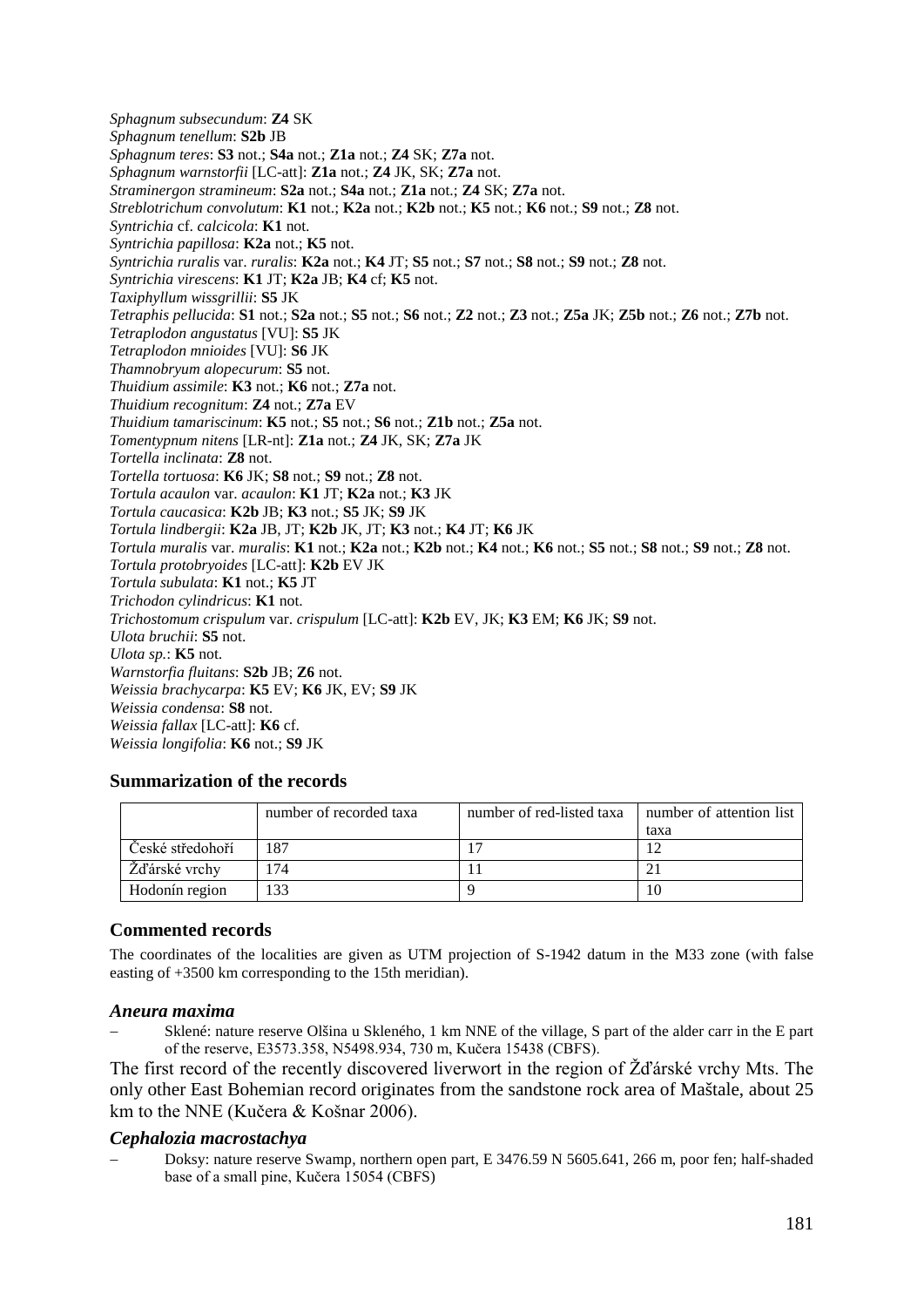*Sphagnum subsecundum*: **Z4** SK  
*Sphagnum tenellum*: **S2b** JB  
*Sphagnum teres*: **S3** not.; **S4a** not.; **Z1a** not.; **Z4** SK; **Z7a** not.  
*Sphagnum warnstorfii* [LC-att]: **Z1a** not.; **Z4** JK, SK; **Z7a** not.  
*Straminergon stramineum*: **S2a** not.; **S4a** not.; **Z1a** not.; **Z4** SK; **Z7a** not.  
*Streblotrichum convolutum*: **K1** not.; **K2a** not.; **K2b** not.; **K5** not.; **K6** not.; **S9** not.; **Z8** not.  
*Syntrichia* cf. *calcicola*: **K1** not.  
*Syntrichia papillosa*: **K2a** not.; **K5** not.  
*Syntrichia ruralis* var. *ruralis*: **K2a** not.; **K4** JT; **S5** not.; **S7** not.; **S8** not.; **S9** not.; **Z8** not.  
*Syntrichia virescens*: **K1** JT; **K2a** JB; **K4** cf; **K5** not.  
*Taxiphyllum wissgrillii*: **S5** JK  
*Tetraphis pellucida*: **S1** not.; **S2a** not.; **S5** not.; **S6** not.; **Z2** not.; **Z3** not.; **Z5a** JK; **Z5b** not.; **Z6** not.; **Z7b** not.  
*Tetraplodon angustatus* [VU]: **S5** JK  
*Tetraplodon mnioides* [VU]: **S6** JK  
*Thamnobryum alopecurum*: **S5** not.  
*Thuidium assimile*: **K3** not.; **K6** not.; **Z7a** not.  
*Thuidium recognitum*: **Z4** not.; **Z7a** EV  
*Thuidium tamariscinum*: **K5** not.; **S5** not.; **S6** not.; **Z1b** not.; **Z5a** not.  
*Tomentypnum nitens* [LR-nt]: **Z1a** not.; **Z4** JK, SK; **Z7a** JK  
*Tortella inclinata*: **Z8** not.  
*Tortella tortuosa*: **K6** JK; **S8** not.; **S9** not.; **Z8** not.  
*Tortula acaulon* var. *acaulon*: **K1** JT; **K2a** not.; **K3** JK  
*Tortula caucasica*: **K2b** JB; **K3** not.; **S5** JK; **S9** JK  
*Tortula lindbergii*: **K2a** JB, JT; **K2b** JK, JT; **K3** not.; **K4** JT; **K6** JK  
*Tortula muralis* var. *muralis*: **K1** not.; **K2a** not.; **K2b** not.; **K4** not.; **K6** not.; **S5** not.; **S8** not.; **S9** not.; **Z8** not.  
*Tortula protobryoides* [LC-att]: **K2b** EV JK  
*Tortula subulata*: **K1** not.; **K5** JT  
*Trichodon cylindricus*: **K1** not.  
*Trichostomum crispulum* var. *crispulum* [LC-att]: **K2b** EV, JK; **K3** EM; **K6** JK; **S9** not.  
*Ulota bruchii*: **S5** not.  
*Ulota sp.*: **K5** not.  
*Warnstorfia fluitans*: **S2b** JB; **Z6** not.  
*Weissia brachycarpa*: **K5** EV; **K6** JK, EV; **S9** JK  
*Weissia condensa*: **S8** not.  
*Weissia fallax* [LC-att]: **K6** cf.  
*Weissia longifolia*: **K6** not.; **S9** JK

### Summarization of the records

| | number of recorded taxa | number of red-listed taxa | number of attention list taxa |
|---|---|---|---|
| České středohoří | 187 | 17 | 12 |
| Žďárské vrchy | 174 | 11 | 21 |
| Hodonín region | 133 | 9 | 10 |

### Commented records

The coordinates of the localities are given as UTM projection of S-1942 datum in the M33 zone (with false easting of +3500 km corresponding to the 15th meridian).

#### *Aneura maxima*

– Sklené: nature reserve Olšina u Skleného, 1 km NNE of the village, S part of the alder carr in the E part of the reserve, E3573.358, N5498.934, 730 m, Kučera 15438 (CBFS).

The first record of the recently discovered liverwort in the region of Žďárské vrchy Mts. The only other East Bohemian record originates from the sandstone rock area of Maštale, about 25 km to the NNE (Kučera & Košnar 2006).

#### *Cephalozia macrostachya*

– Doksy: nature reserve Swamp, northern open part, E 3476.59 N 5605.641, 266 m, poor fen; half-shaded base of a small pine, Kučera 15054 (CBFS)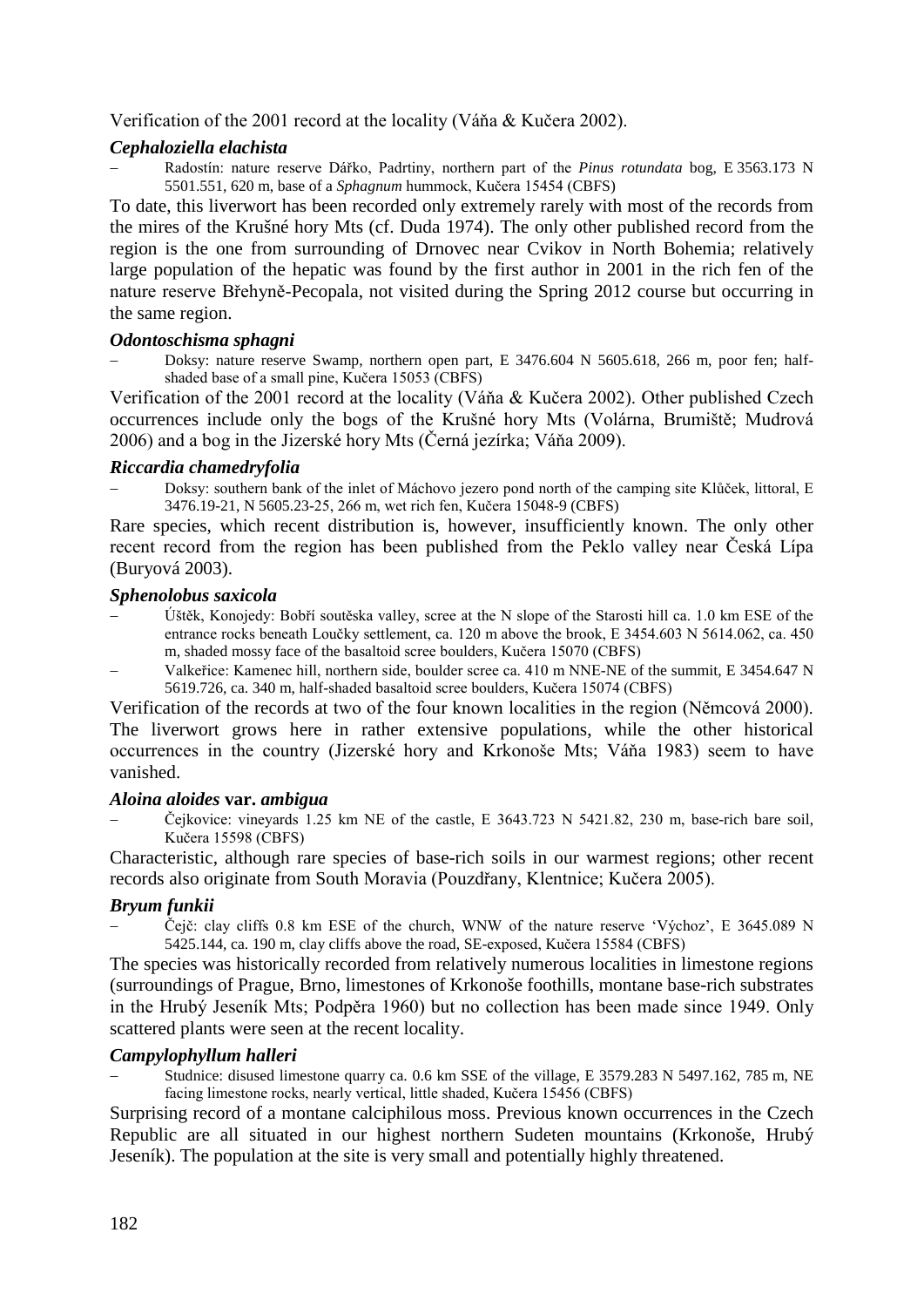Verification of the 2001 record at the locality (Váňa & Kučera 2002).

### *Cephaloziella elachista*

– Radostín: nature reserve Dářko, Padrtiny, northern part of the *Pinus rotundata* bog, E 3563.173 N 5501.551, 620 m, base of a *Sphagnum* hummock, Kučera 15454 (CBFS)

To date, this liverwort has been recorded only extremely rarely with most of the records from the mires of the Krušné hory Mts (cf. Duda 1974). The only other published record from the region is the one from surrounding of Drnovec near Cvikov in North Bohemia; relatively large population of the hepatic was found by the first author in 2001 in the rich fen of the nature reserve Břehyně-Pecopala, not visited during the Spring 2012 course but occurring in the same region.

### *Odontoschisma sphagni*

– Doksy: nature reserve Swamp, northern open part, E 3476.604 N 5605.618, 266 m, poor fen; half-shaded base of a small pine, Kučera 15053 (CBFS)

Verification of the 2001 record at the locality (Váňa & Kučera 2002). Other published Czech occurrences include only the bogs of the Krušné hory Mts (Volárna, Brumiště; Mudrová 2006) and a bog in the Jizerské hory Mts (Černá jezírka; Váňa 2009).

### *Riccardia chamedryfolia*

– Doksy: southern bank of the inlet of Máchovo jezero pond north of the camping site Klůček, littoral, E 3476.19-21, N 5605.23-25, 266 m, wet rich fen, Kučera 15048-9 (CBFS)

Rare species, which recent distribution is, however, insufficiently known. The only other recent record from the region has been published from the Peklo valley near Česká Lípa (Buryová 2003).

### *Sphenolobus saxicola*

– Úštěk, Konojedy: Bobří soutěska valley, scree at the N slope of the Starosti hill ca. 1.0 km ESE of the entrance rocks beneath Loučky settlement, ca. 120 m above the brook, E 3454.603 N 5614.062, ca. 450 m, shaded mossy face of the basaltoid scree boulders, Kučera 15070 (CBFS)
– Valkeřice: Kamenec hill, northern side, boulder scree ca. 410 m NNE-NE of the summit, E 3454.647 N 5619.726, ca. 340 m, half-shaded basaltoid scree boulders, Kučera 15074 (CBFS)

Verification of the records at two of the four known localities in the region (Němcová 2000). The liverwort grows here in rather extensive populations, while the other historical occurrences in the country (Jizerské hory and Krkonoše Mts; Váňa 1983) seem to have vanished.

### *Aloina aloides* var. *ambigua*

– Čejkovice: vineyards 1.25 km NE of the castle, E 3643.723 N 5421.82, 230 m, base-rich bare soil, Kučera 15598 (CBFS)

Characteristic, although rare species of base-rich soils in our warmest regions; other recent records also originate from South Moravia (Pouzdřany, Klentnice; Kučera 2005).

### *Bryum funkii*

– Čejč: clay cliffs 0.8 km ESE of the church, WNW of the nature reserve 'Výchoz', E 3645.089 N 5425.144, ca. 190 m, clay cliffs above the road, SE-exposed, Kučera 15584 (CBFS)

The species was historically recorded from relatively numerous localities in limestone regions (surroundings of Prague, Brno, limestones of Krkonoše foothills, montane base-rich substrates in the Hrubý Jeseník Mts; Podpěra 1960) but no collection has been made since 1949. Only scattered plants were seen at the recent locality.

### *Campylophyllum halleri*

– Studnice: disused limestone quarry ca. 0.6 km SSE of the village, E 3579.283 N 5497.162, 785 m, NE facing limestone rocks, nearly vertical, little shaded, Kučera 15456 (CBFS)

Surprising record of a montane calciphilous moss. Previous known occurrences in the Czech Republic are all situated in our highest northern Sudeten mountains (Krkonoše, Hrubý Jeseník). The population at the site is very small and potentially highly threatened.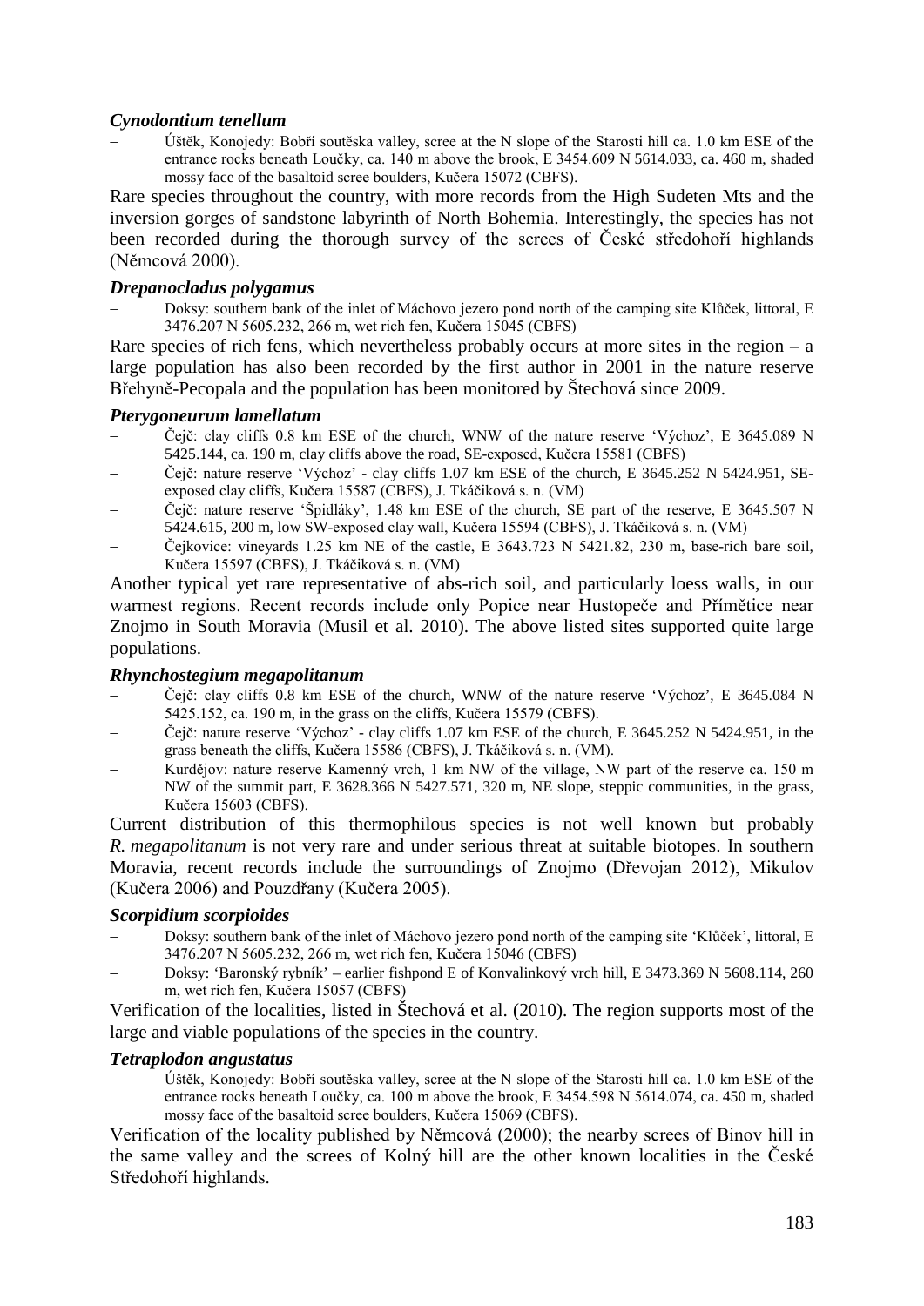### *Cynodontium tenellum*

– Úštěk, Konojedy: Bobří soutěska valley, scree at the N slope of the Starosti hill ca. 1.0 km ESE of the entrance rocks beneath Loučky, ca. 140 m above the brook, E 3454.609 N 5614.033, ca. 460 m, shaded mossy face of the basaltoid scree boulders, Kučera 15072 (CBFS).

Rare species throughout the country, with more records from the High Sudeten Mts and the inversion gorges of sandstone labyrinth of North Bohemia. Interestingly, the species has not been recorded during the thorough survey of the screes of České středohoří highlands (Němcová 2000).

### *Drepanocladus polygamus*

– Doksy: southern bank of the inlet of Máchovo jezero pond north of the camping site Klůček, littoral, E 3476.207 N 5605.232, 266 m, wet rich fen, Kučera 15045 (CBFS)

Rare species of rich fens, which nevertheless probably occurs at more sites in the region – a large population has also been recorded by the first author in 2001 in the nature reserve Břehyně-Pecopala and the population has been monitored by Štechová since 2009.

### *Pterygoneurum lamellatum*

– Čejč: clay cliffs 0.8 km ESE of the church, WNW of the nature reserve 'Výchoz', E 3645.089 N 5425.144, ca. 190 m, clay cliffs above the road, SE-exposed, Kučera 15581 (CBFS)
– Čejč: nature reserve 'Výchoz' - clay cliffs 1.07 km ESE of the church, E 3645.252 N 5424.951, SE-exposed clay cliffs, Kučera 15587 (CBFS), J. Tkáčiková s. n. (VM)
– Čejč: nature reserve 'Špidláky', 1.48 km ESE of the church, SE part of the reserve, E 3645.507 N 5424.615, 200 m, low SW-exposed clay wall, Kučera 15594 (CBFS), J. Tkáčiková s. n. (VM)
– Čejkovice: vineyards 1.25 km NE of the castle, E 3643.723 N 5421.82, 230 m, base-rich bare soil, Kučera 15597 (CBFS), J. Tkáčiková s. n. (VM)

Another typical yet rare representative of abs-rich soil, and particularly loess walls, in our warmest regions. Recent records include only Popice near Hustopeče and Přímětice near Znojmo in South Moravia (Musil et al. 2010). The above listed sites supported quite large populations.

### *Rhynchostegium megapolitanum*

– Čejč: clay cliffs 0.8 km ESE of the church, WNW of the nature reserve 'Výchoz', E 3645.084 N 5425.152, ca. 190 m, in the grass on the cliffs, Kučera 15579 (CBFS).
– Čejč: nature reserve 'Výchoz' - clay cliffs 1.07 km ESE of the church, E 3645.252 N 5424.951, in the grass beneath the cliffs, Kučera 15586 (CBFS), J. Tkáčiková s. n. (VM).
– Kurdějov: nature reserve Kamenný vrch, 1 km NW of the village, NW part of the reserve ca. 150 m NW of the summit part, E 3628.366 N 5427.571, 320 m, NE slope, steppic communities, in the grass, Kučera 15603 (CBFS).

Current distribution of this thermophilous species is not well known but probably *R. megapolitanum* is not very rare and under serious threat at suitable biotopes. In southern Moravia, recent records include the surroundings of Znojmo (Dřevojan 2012), Mikulov (Kučera 2006) and Pouzdřany (Kučera 2005).

### *Scorpidium scorpioides*

– Doksy: southern bank of the inlet of Máchovo jezero pond north of the camping site 'Klůček', littoral, E 3476.207 N 5605.232, 266 m, wet rich fen, Kučera 15046 (CBFS)
– Doksy: 'Baronský rybník' – earlier fishpond E of Konvalinkový vrch hill, E 3473.369 N 5608.114, 260 m, wet rich fen, Kučera 15057 (CBFS)

Verification of the localities, listed in Štechová et al. (2010). The region supports most of the large and viable populations of the species in the country.

### *Tetraplodon angustatus*

– Úštěk, Konojedy: Bobří soutěska valley, scree at the N slope of the Starosti hill ca. 1.0 km ESE of the entrance rocks beneath Loučky, ca. 100 m above the brook, E 3454.598 N 5614.074, ca. 450 m, shaded mossy face of the basaltoid scree boulders, Kučera 15069 (CBFS).

Verification of the locality published by Němcová (2000); the nearby screes of Binov hill in the same valley and the screes of Kolný hill are the other known localities in the České Středohoří highlands.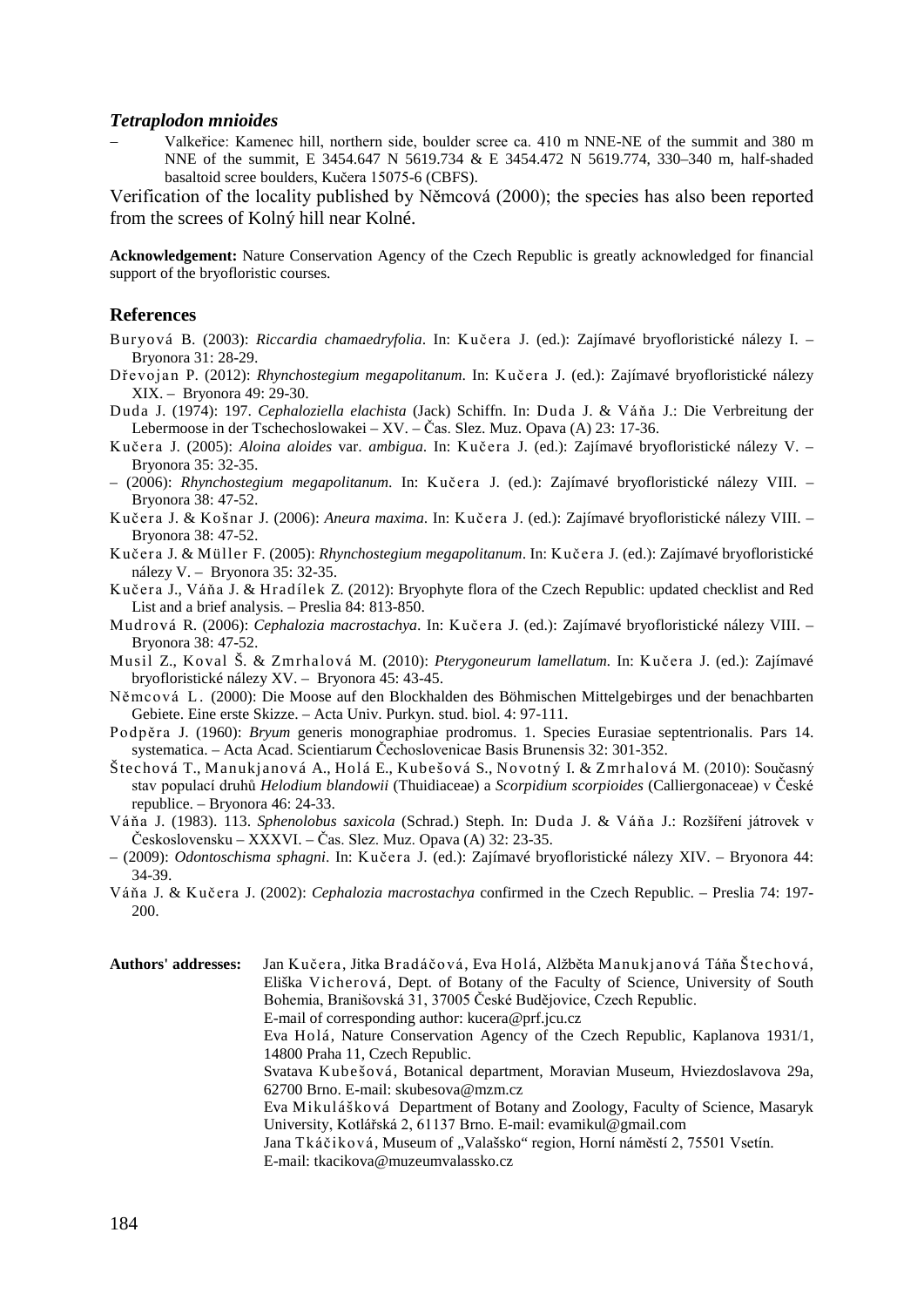### *Tetraplodon mnioides*

– Valkeřice: Kamenec hill, northern side, boulder scree ca. 410 m NNE-NE of the summit and 380 m NNE of the summit, E 3454.647 N 5619.734 & E 3454.472 N 5619.774, 330–340 m, half-shaded basaltoid scree boulders, Kučera 15075-6 (CBFS).

Verification of the locality published by Němcová (2000); the species has also been reported from the screes of Kolný hill near Kolné.

**Acknowledgement:** Nature Conservation Agency of the Czech Republic is greatly acknowledged for financial support of the bryofloristic courses.

## References

Buryová B. (2003): *Riccardia chamaedryfolia*. In: Kučera J. (ed.): Zajímavé bryofloristické nálezy I. – Bryonora 31: 28-29.

Dřevojan P. (2012): *Rhynchostegium megapolitanum*. In: Kučera J. (ed.): Zajímavé bryofloristické nálezy XIX. – Bryonora 49: 29-30.

Duda J. (1974): 197. *Cephaloziella elachista* (Jack) Schiffn. In: Duda J. & Váňa J.: Die Verbreitung der Lebermoose in der Tschechoslowakei – XV. – Čas. Slez. Muz. Opava (A) 23: 17-36.

Kučera J. (2005): *Aloina aloides* var. *ambigua*. In: Kučera J. (ed.): Zajímavé bryofloristické nálezy V. – Bryonora 35: 32-35.

– (2006): *Rhynchostegium megapolitanum*. In: Kučera J. (ed.): Zajímavé bryofloristické nálezy VIII. – Bryonora 38: 47-52.

Kučera J. & Košnar J. (2006): *Aneura maxima*. In: Kučera J. (ed.): Zajímavé bryofloristické nálezy VIII. – Bryonora 38: 47-52.

Kučera J. & Müller F. (2005): *Rhynchostegium megapolitanum*. In: Kučera J. (ed.): Zajímavé bryofloristické nálezy V. – Bryonora 35: 32-35.

Kučera J., Váňa J. & Hradílek Z. (2012): Bryophyte flora of the Czech Republic: updated checklist and Red List and a brief analysis. – Preslia 84: 813-850.

Mudrová R. (2006): *Cephalozia macrostachya*. In: Kučera J. (ed.): Zajímavé bryofloristické nálezy VIII. – Bryonora 38: 47-52.

Musil Z., Koval Š. & Zmrhalová M. (2010): *Pterygoneurum lamellatum*. In: Kučera J. (ed.): Zajímavé bryofloristické nálezy XV. – Bryonora 45: 43-45.

Němcová L. (2000): Die Moose auf den Blockhalden des Böhmischen Mittelgebirges und der benachbarten Gebiete. Eine erste Skizze. – Acta Univ. Purkyn. stud. biol. 4: 97-111.

Podpěra J. (1960): *Bryum* generis monographiae prodromus. 1. Species Eurasiae septentrionalis. Pars 14. systematica. – Acta Acad. Scientiarum Čechoslovenicae Basis Brunensis 32: 301-352.

Štechová T., Manukjanová A., Holá E., Kubešová S., Novotný I. & Zmrhalová M. (2010): Současný stav populací druhů *Helodium blandowii* (Thuidiaceae) a *Scorpidium scorpioides* (Calliergonaceae) v České republice. – Bryonora 46: 24-33.

Váňa J. (1983). 113. *Sphenolobus saxicola* (Schrad.) Steph. In: Duda J. & Váňa J.: Rozšíření játrovek v Československu – XXXVI. – Čas. Slez. Muz. Opava (A) 32: 23-35.

– (2009): *Odontoschisma sphagni*. In: Kučera J. (ed.): Zajímavé bryofloristické nálezy XIV. – Bryonora 44: 34-39.

Váňa J. & Kučera J. (2002): *Cephalozia macrostachya* confirmed in the Czech Republic. – Preslia 74: 197-200.

**Authors' addresses:** Jan Kučera, Jitka Bradáčová, Eva Holá, Alžběta Manukjanová Táňa Štechová, Eliška Vicherová, Dept. of Botany of the Faculty of Science, University of South Bohemia, Branišovská 31, 37005 České Budějovice, Czech Republic.
E-mail of corresponding author: kucera@prf.jcu.cz
Eva Holá, Nature Conservation Agency of the Czech Republic, Kaplanova 1931/1, 14800 Praha 11, Czech Republic.
Svatava Kubešová, Botanical department, Moravian Museum, Hviezdoslavova 29a, 62700 Brno. E-mail: skubesova@mzm.cz
Eva Mikulášková Department of Botany and Zoology, Faculty of Science, Masaryk University, Kotlářská 2, 61137 Brno. E-mail: evamikul@gmail.com
Jana Tkáčiková, Museum of „Valašsko" region, Horní náměstí 2, 75501 Vsetín.
E-mail: tkacikova@muzeumvalassko.cz